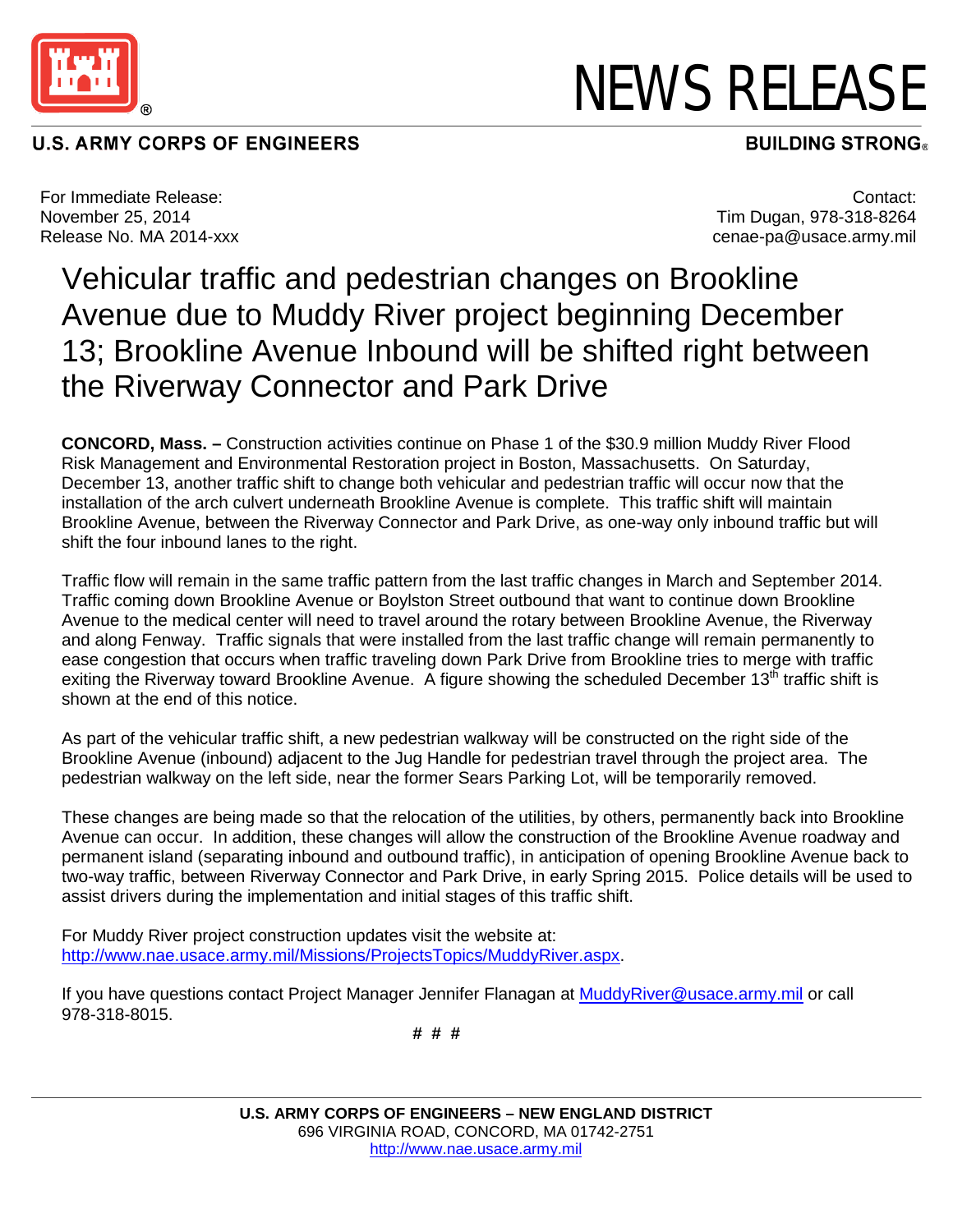# NEWS RELEASE

**U.S. ARMY CORPS OF ENGINEERS** — **BUILDING STRONG®**

For Immediate Release:
November 25, 2014
Release No. MA 2014-xxx

Contact:
Tim Dugan, 978-318-8264
cenae-pa@usace.army.mil

## Vehicular traffic and pedestrian changes on Brookline Avenue due to Muddy River project beginning December 13; Brookline Avenue Inbound will be shifted right between the Riverway Connector and Park Drive

**CONCORD, Mass. –** Construction activities continue on Phase 1 of the $30.9 million Muddy River Flood Risk Management and Environmental Restoration project in Boston, Massachusetts. On Saturday, December 13, another traffic shift to change both vehicular and pedestrian traffic will occur now that the installation of the arch culvert underneath Brookline Avenue is complete. This traffic shift will maintain Brookline Avenue, between the Riverway Connector and Park Drive, as one-way only inbound traffic but will shift the four inbound lanes to the right.

Traffic flow will remain in the same traffic pattern from the last traffic changes in March and September 2014. Traffic coming down Brookline Avenue or Boylston Street outbound that want to continue down Brookline Avenue to the medical center will need to travel around the rotary between Brookline Avenue, the Riverway and along Fenway. Traffic signals that were installed from the last traffic change will remain permanently to ease congestion that occurs when traffic traveling down Park Drive from Brookline tries to merge with traffic exiting the Riverway toward Brookline Avenue. A figure showing the scheduled December 13th traffic shift is shown at the end of this notice.

As part of the vehicular traffic shift, a new pedestrian walkway will be constructed on the right side of the Brookline Avenue (inbound) adjacent to the Jug Handle for pedestrian travel through the project area. The pedestrian walkway on the left side, near the former Sears Parking Lot, will be temporarily removed.

These changes are being made so that the relocation of the utilities, by others, permanently back into Brookline Avenue can occur. In addition, these changes will allow the construction of the Brookline Avenue roadway and permanent island (separating inbound and outbound traffic), in anticipation of opening Brookline Avenue back to two-way traffic, between Riverway Connector and Park Drive, in early Spring 2015. Police details will be used to assist drivers during the implementation and initial stages of this traffic shift.

For Muddy River project construction updates visit the website at: http://www.nae.usace.army.mil/Missions/ProjectsTopics/MuddyRiver.aspx.

If you have questions contact Project Manager Jennifer Flanagan at MuddyRiver@usace.army.mil or call 978-318-8015.

# # #

**U.S. ARMY CORPS OF ENGINEERS – NEW ENGLAND DISTRICT**
696 VIRGINIA ROAD, CONCORD, MA 01742-2751
http://www.nae.usace.army.mil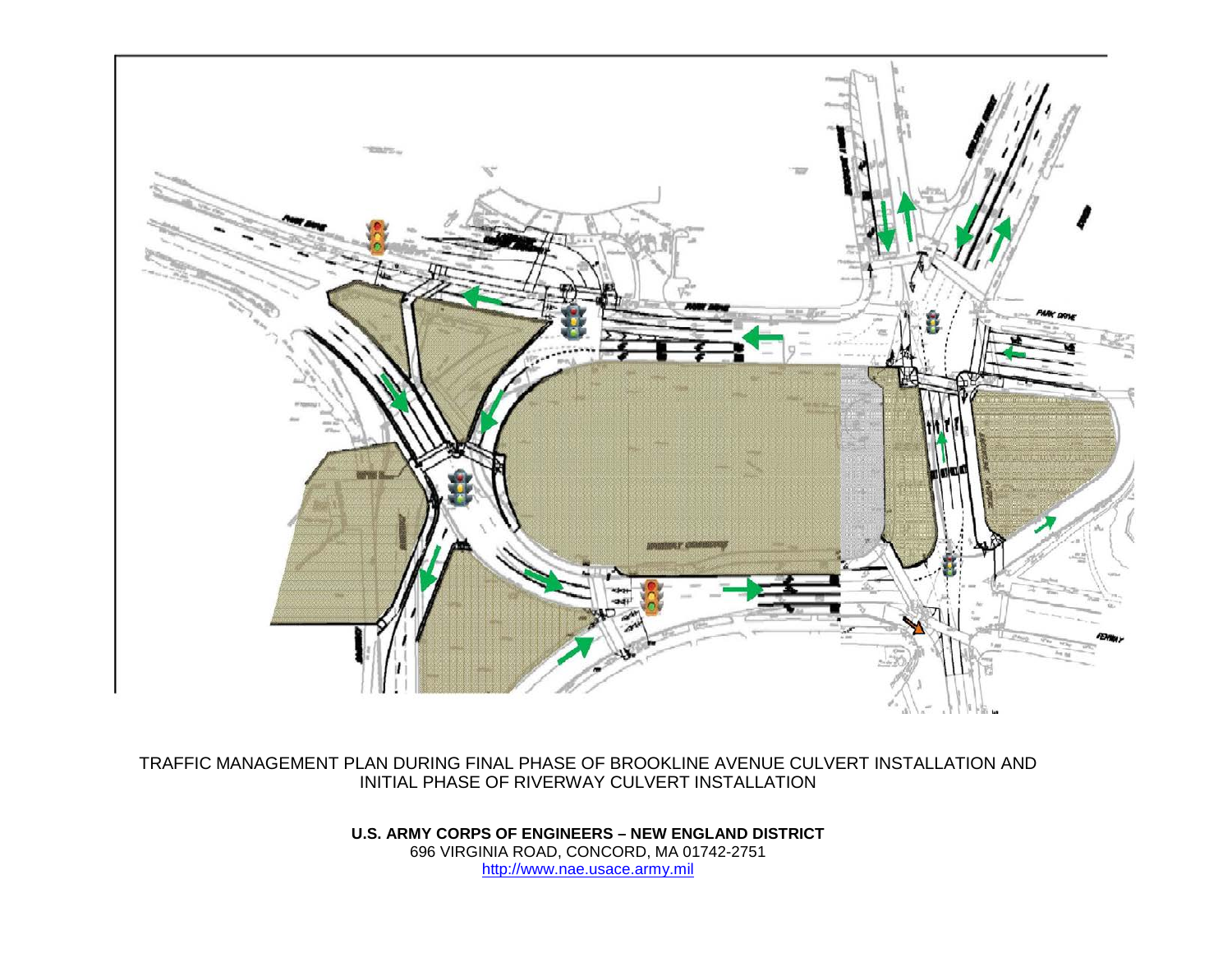TRAFFIC MANAGEMENT PLAN DURING FINAL PHASE OF BROOKLINE AVENUE CULVERT INSTALLATION AND INITIAL PHASE OF RIVERWAY CULVERT INSTALLATION

**U.S. ARMY CORPS OF ENGINEERS – NEW ENGLAND DISTRICT**
696 VIRGINIA ROAD, CONCORD, MA 01742-2751
http://www.nae.usace.army.mil